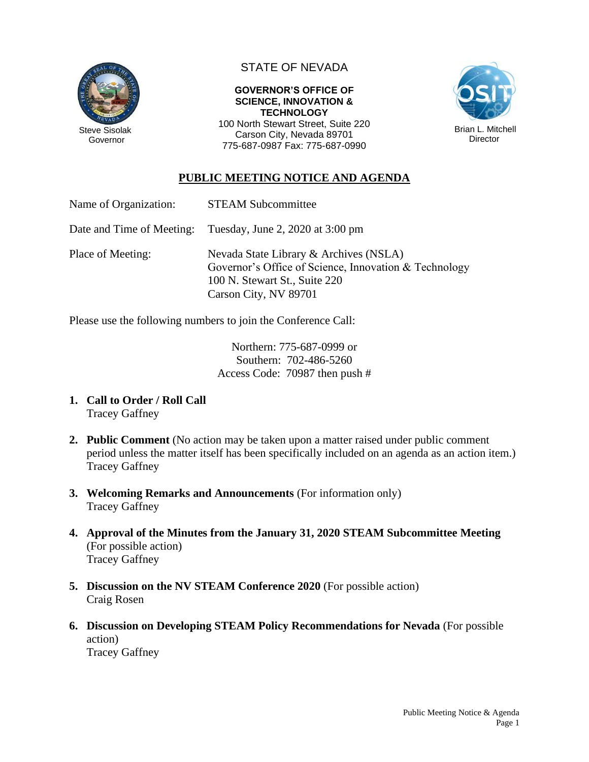Steve Sisolak
Governor

STATE OF NEVADA

**GOVERNOR'S OFFICE OF SCIENCE, INNOVATION & TECHNOLOGY**
100 North Stewart Street, Suite 220
Carson City, Nevada 89701
775-687-0987 Fax: 775-687-0990

Brian L. Mitchell
Director

## PUBLIC MEETING NOTICE AND AGENDA

Name of Organization: STEAM Subcommittee

Date and Time of Meeting: Tuesday, June 2, 2020 at 3:00 pm

Place of Meeting: Nevada State Library & Archives (NSLA)
Governor's Office of Science, Innovation & Technology
100 N. Stewart St., Suite 220
Carson City, NV 89701

Please use the following numbers to join the Conference Call:

Northern: 775-687-0999 or
Southern: 702-486-5260
Access Code: 70987 then push #

1. **Call to Order / Roll Call**
   Tracey Gaffney

2. **Public Comment** (No action may be taken upon a matter raised under public comment period unless the matter itself has been specifically included on an agenda as an action item.)
   Tracey Gaffney

3. **Welcoming Remarks and Announcements** (For information only)
   Tracey Gaffney

4. **Approval of the Minutes from the January 31, 2020 STEAM Subcommittee Meeting** (For possible action)
   Tracey Gaffney

5. **Discussion on the NV STEAM Conference 2020** (For possible action)
   Craig Rosen

6. **Discussion on Developing STEAM Policy Recommendations for Nevada** (For possible action)
   Tracey Gaffney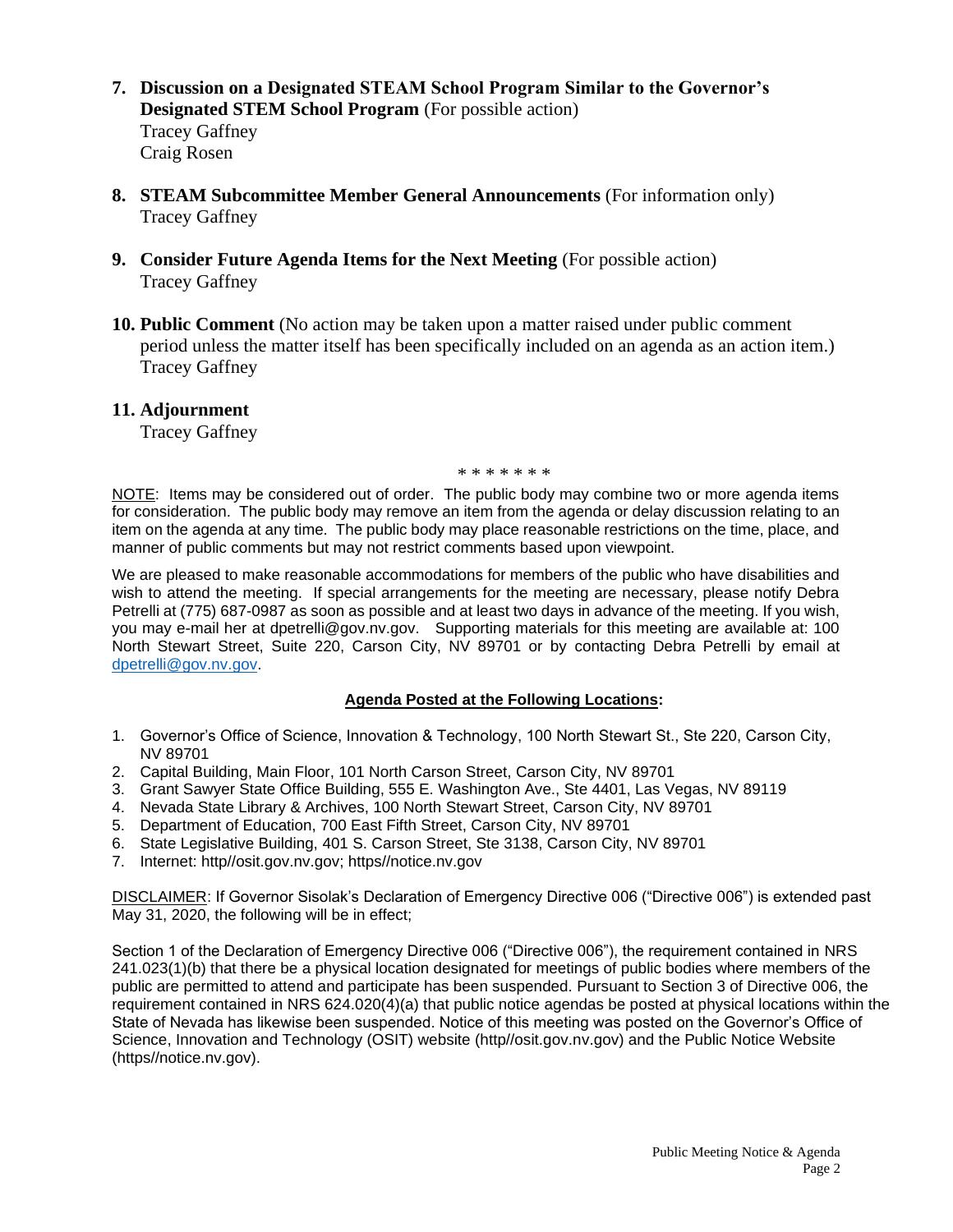7. **Discussion on a Designated STEAM School Program Similar to the Governor's Designated STEM School Program** (For possible action)
   Tracey Gaffney
   Craig Rosen

8. **STEAM Subcommittee Member General Announcements** (For information only)
   Tracey Gaffney

9. **Consider Future Agenda Items for the Next Meeting** (For possible action)
   Tracey Gaffney

10. **Public Comment** (No action may be taken upon a matter raised under public comment period unless the matter itself has been specifically included on an agenda as an action item.)
    Tracey Gaffney

11. **Adjournment**
    Tracey Gaffney

\* \* \* \* \* \* \*

NOTE: Items may be considered out of order. The public body may combine two or more agenda items for consideration. The public body may remove an item from the agenda or delay discussion relating to an item on the agenda at any time. The public body may place reasonable restrictions on the time, place, and manner of public comments but may not restrict comments based upon viewpoint.

We are pleased to make reasonable accommodations for members of the public who have disabilities and wish to attend the meeting. If special arrangements for the meeting are necessary, please notify Debra Petrelli at (775) 687-0987 as soon as possible and at least two days in advance of the meeting. If you wish, you may e-mail her at dpetrelli@gov.nv.gov. Supporting materials for this meeting are available at: 100 North Stewart Street, Suite 220, Carson City, NV 89701 or by contacting Debra Petrelli by email at dpetrelli@gov.nv.gov.

**Agenda Posted at the Following Locations:**

1. Governor's Office of Science, Innovation & Technology, 100 North Stewart St., Ste 220, Carson City, NV 89701
2. Capital Building, Main Floor, 101 North Carson Street, Carson City, NV 89701
3. Grant Sawyer State Office Building, 555 E. Washington Ave., Ste 4401, Las Vegas, NV 89119
4. Nevada State Library & Archives, 100 North Stewart Street, Carson City, NV 89701
5. Department of Education, 700 East Fifth Street, Carson City, NV 89701
6. State Legislative Building, 401 S. Carson Street, Ste 3138, Carson City, NV 89701
7. Internet: http//osit.gov.nv.gov; https//notice.nv.gov

DISCLAIMER: If Governor Sisolak's Declaration of Emergency Directive 006 ("Directive 006") is extended past May 31, 2020, the following will be in effect;

Section 1 of the Declaration of Emergency Directive 006 ("Directive 006"), the requirement contained in NRS 241.023(1)(b) that there be a physical location designated for meetings of public bodies where members of the public are permitted to attend and participate has been suspended. Pursuant to Section 3 of Directive 006, the requirement contained in NRS 624.020(4)(a) that public notice agendas be posted at physical locations within the State of Nevada has likewise been suspended. Notice of this meeting was posted on the Governor's Office of Science, Innovation and Technology (OSIT) website (http//osit.gov.nv.gov) and the Public Notice Website (https//notice.nv.gov).